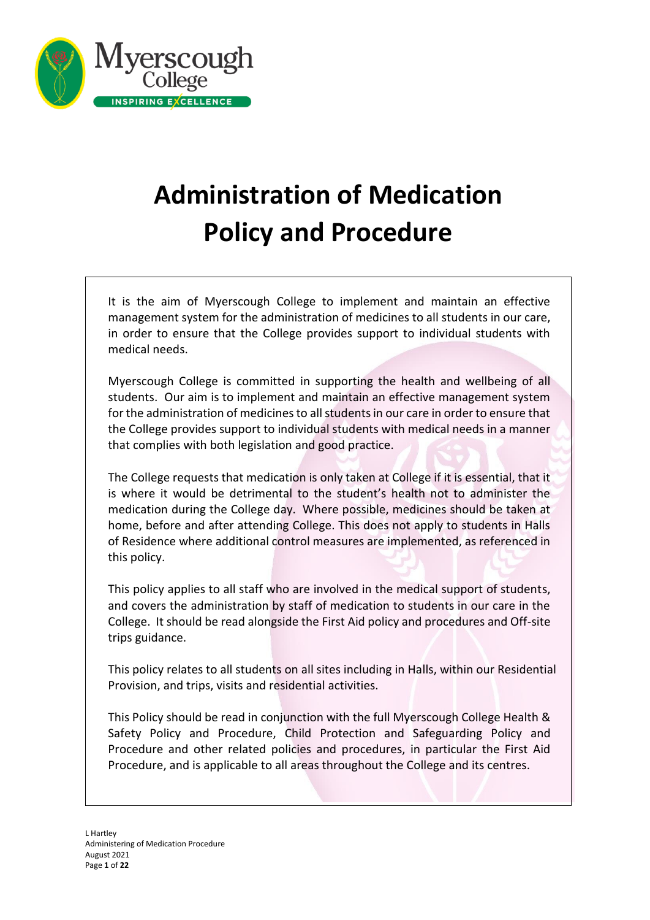# Administration of Medication Policy and Procedure

It is the aim of Myerscough College to implement and maintain an effective management system for the administration of medicines to all students in our care, in order to ensure that the College provides support to individual students with medical needs.

Myerscough College is committed in supporting the health and wellbeing of all students. Our aim is to implement and maintain an effective management system for the administration of medicines to all students in our care in order to ensure that the College provides support to individual students with medical needs in a manner that complies with both legislation and good practice.

The College requests that medication is only taken at College if it is essential, that it is where it would be detrimental to the student's health not to administer the medication during the College day. Where possible, medicines should be taken at home, before and after attending College. This does not apply to students in Halls of Residence where additional control measures are implemented, as referenced in this policy.

This policy applies to all staff who are involved in the medical support of students, and covers the administration by staff of medication to students in our care in the College. It should be read alongside the First Aid policy and procedures and Off-site trips guidance.

This policy relates to all students on all sites including in Halls, within our Residential Provision, and trips, visits and residential activities.

This Policy should be read in conjunction with the full Myerscough College Health & Safety Policy and Procedure, Child Protection and Safeguarding Policy and Procedure and other related policies and procedures, in particular the First Aid Procedure, and is applicable to all areas throughout the College and its centres.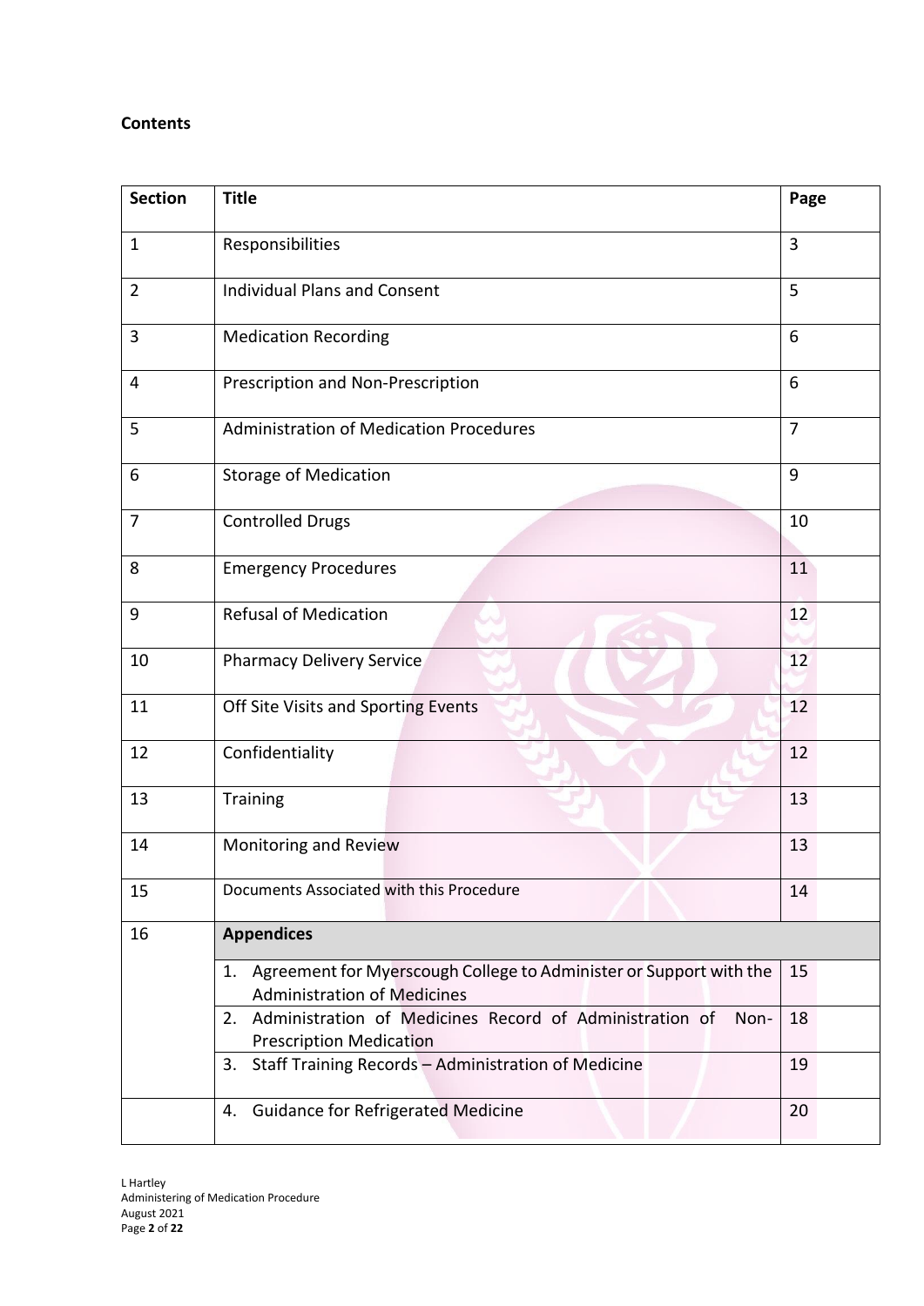**Contents**

| Section | Title | Page |
|---|---|---|
| 1 | Responsibilities | 3 |
| 2 | Individual Plans and Consent | 5 |
| 3 | Medication Recording | 6 |
| 4 | Prescription and Non-Prescription | 6 |
| 5 | Administration of Medication Procedures | 7 |
| 6 | Storage of Medication | 9 |
| 7 | Controlled Drugs | 10 |
| 8 | Emergency Procedures | 11 |
| 9 | Refusal of Medication | 12 |
| 10 | Pharmacy Delivery Service | 12 |
| 11 | Off Site Visits and Sporting Events | 12 |
| 12 | Confidentiality | 12 |
| 13 | Training | 13 |
| 14 | Monitoring and Review | 13 |
| 15 | Documents Associated with this Procedure | 14 |
| 16 | **Appendices** | |
| | 1. Agreement for Myerscough College to Administer or Support with the Administration of Medicines | 15 |
| | 2. Administration of Medicines Record of Administration of Non-Prescription Medication | 18 |
| | 3. Staff Training Records – Administration of Medicine | 19 |
| | 4. Guidance for Refrigerated Medicine | 20 |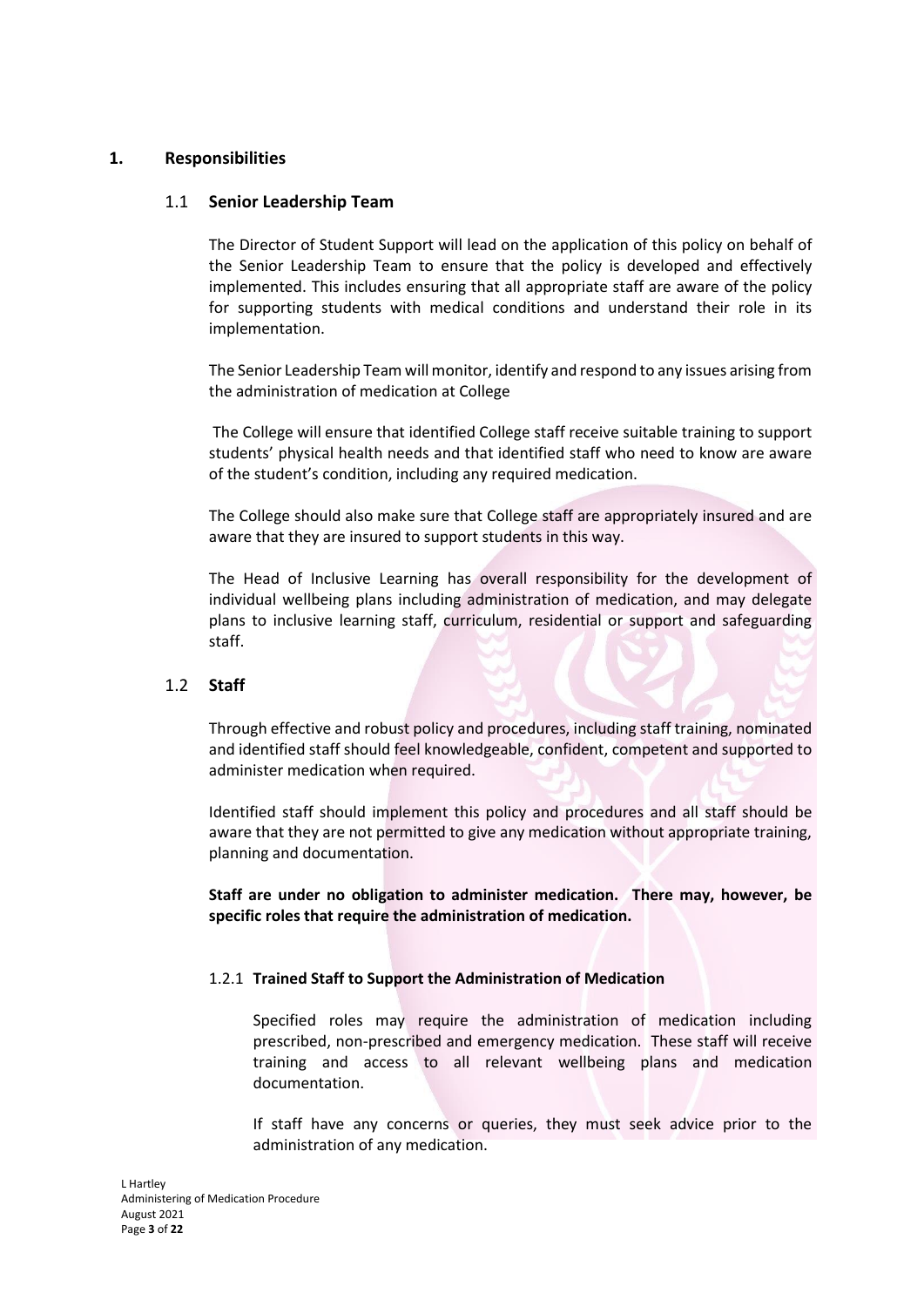## 1. Responsibilities

### 1.1 Senior Leadership Team

The Director of Student Support will lead on the application of this policy on behalf of the Senior Leadership Team to ensure that the policy is developed and effectively implemented. This includes ensuring that all appropriate staff are aware of the policy for supporting students with medical conditions and understand their role in its implementation.

The Senior Leadership Team will monitor, identify and respond to any issues arising from the administration of medication at College

The College will ensure that identified College staff receive suitable training to support students' physical health needs and that identified staff who need to know are aware of the student's condition, including any required medication.

The College should also make sure that College staff are appropriately insured and are aware that they are insured to support students in this way.

The Head of Inclusive Learning has overall responsibility for the development of individual wellbeing plans including administration of medication, and may delegate plans to inclusive learning staff, curriculum, residential or support and safeguarding staff.

### 1.2 Staff

Through effective and robust policy and procedures, including staff training, nominated and identified staff should feel knowledgeable, confident, competent and supported to administer medication when required.

Identified staff should implement this policy and procedures and all staff should be aware that they are not permitted to give any medication without appropriate training, planning and documentation.

**Staff are under no obligation to administer medication. There may, however, be specific roles that require the administration of medication.**

#### 1.2.1 Trained Staff to Support the Administration of Medication

Specified roles may require the administration of medication including prescribed, non-prescribed and emergency medication. These staff will receive training and access to all relevant wellbeing plans and medication documentation.

If staff have any concerns or queries, they must seek advice prior to the administration of any medication.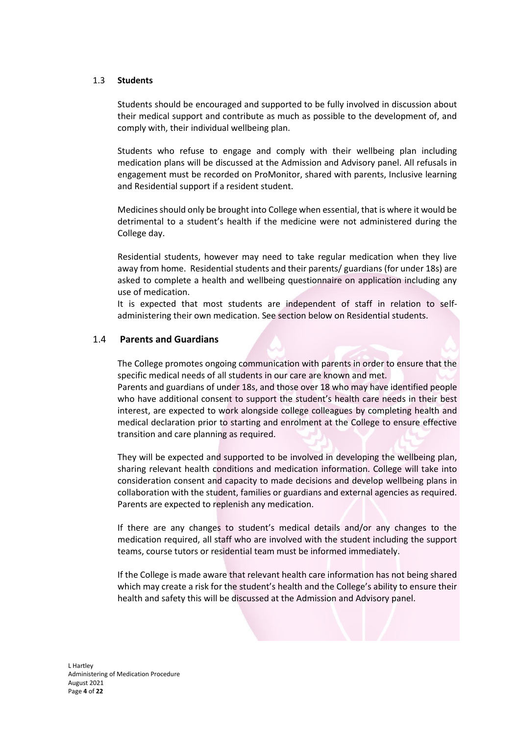### 1.3 Students

Students should be encouraged and supported to be fully involved in discussion about their medical support and contribute as much as possible to the development of, and comply with, their individual wellbeing plan.

Students who refuse to engage and comply with their wellbeing plan including medication plans will be discussed at the Admission and Advisory panel. All refusals in engagement must be recorded on ProMonitor, shared with parents, Inclusive learning and Residential support if a resident student.

Medicines should only be brought into College when essential, that is where it would be detrimental to a student's health if the medicine were not administered during the College day.

Residential students, however may need to take regular medication when they live away from home. Residential students and their parents/ guardians (for under 18s) are asked to complete a health and wellbeing questionnaire on application including any use of medication.
It is expected that most students are independent of staff in relation to self-administering their own medication. See section below on Residential students.

### 1.4 Parents and Guardians

The College promotes ongoing communication with parents in order to ensure that the specific medical needs of all students in our care are known and met.
Parents and guardians of under 18s, and those over 18 who may have identified people who have additional consent to support the student's health care needs in their best interest, are expected to work alongside college colleagues by completing health and medical declaration prior to starting and enrolment at the College to ensure effective transition and care planning as required.

They will be expected and supported to be involved in developing the wellbeing plan, sharing relevant health conditions and medication information. College will take into consideration consent and capacity to made decisions and develop wellbeing plans in collaboration with the student, families or guardians and external agencies as required. Parents are expected to replenish any medication.

If there are any changes to student's medical details and/or any changes to the medication required, all staff who are involved with the student including the support teams, course tutors or residential team must be informed immediately.

If the College is made aware that relevant health care information has not being shared which may create a risk for the student's health and the College's ability to ensure their health and safety this will be discussed at the Admission and Advisory panel.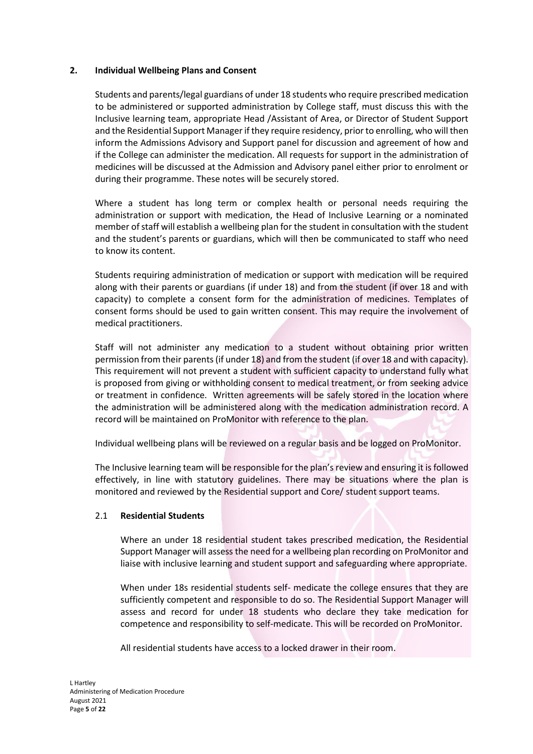## 2. Individual Wellbeing Plans and Consent

Students and parents/legal guardians of under 18 students who require prescribed medication to be administered or supported administration by College staff, must discuss this with the Inclusive learning team, appropriate Head /Assistant of Area, or Director of Student Support and the Residential Support Manager if they require residency, prior to enrolling, who will then inform the Admissions Advisory and Support panel for discussion and agreement of how and if the College can administer the medication. All requests for support in the administration of medicines will be discussed at the Admission and Advisory panel either prior to enrolment or during their programme. These notes will be securely stored.

Where a student has long term or complex health or personal needs requiring the administration or support with medication, the Head of Inclusive Learning or a nominated member of staff will establish a wellbeing plan for the student in consultation with the student and the student's parents or guardians, which will then be communicated to staff who need to know its content.

Students requiring administration of medication or support with medication will be required along with their parents or guardians (if under 18) and from the student (if over 18 and with capacity) to complete a consent form for the administration of medicines. Templates of consent forms should be used to gain written consent. This may require the involvement of medical practitioners.

Staff will not administer any medication to a student without obtaining prior written permission from their parents (if under 18) and from the student (if over 18 and with capacity). This requirement will not prevent a student with sufficient capacity to understand fully what is proposed from giving or withholding consent to medical treatment, or from seeking advice or treatment in confidence. Written agreements will be safely stored in the location where the administration will be administered along with the medication administration record. A record will be maintained on ProMonitor with reference to the plan.

Individual wellbeing plans will be reviewed on a regular basis and be logged on ProMonitor.

The Inclusive learning team will be responsible for the plan's review and ensuring it is followed effectively, in line with statutory guidelines. There may be situations where the plan is monitored and reviewed by the Residential support and Core/ student support teams.

### 2.1 Residential Students

Where an under 18 residential student takes prescribed medication, the Residential Support Manager will assess the need for a wellbeing plan recording on ProMonitor and liaise with inclusive learning and student support and safeguarding where appropriate.

When under 18s residential students self- medicate the college ensures that they are sufficiently competent and responsible to do so. The Residential Support Manager will assess and record for under 18 students who declare they take medication for competence and responsibility to self-medicate. This will be recorded on ProMonitor.

All residential students have access to a locked drawer in their room.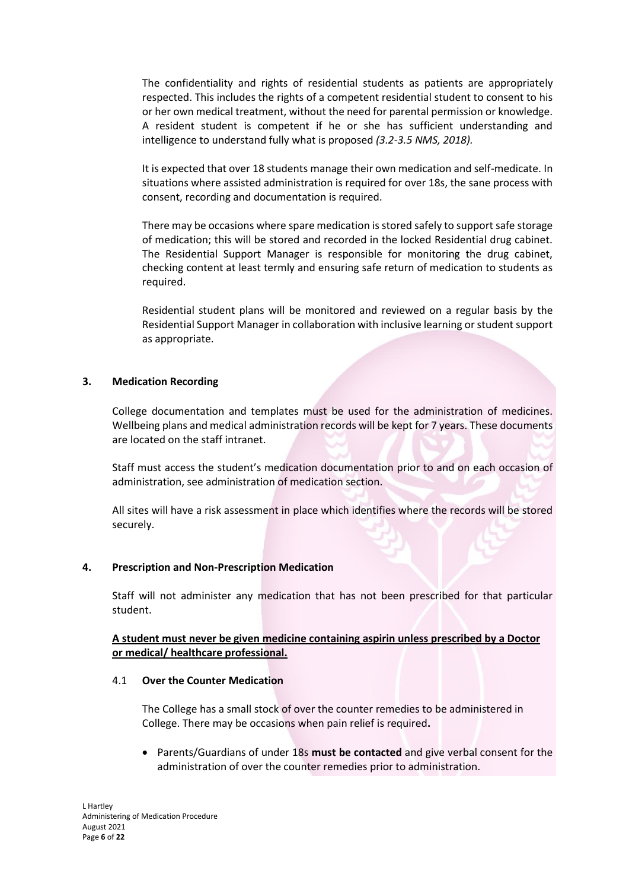The confidentiality and rights of residential students as patients are appropriately respected. This includes the rights of a competent residential student to consent to his or her own medical treatment, without the need for parental permission or knowledge. A resident student is competent if he or she has sufficient understanding and intelligence to understand fully what is proposed *(3.2-3.5 NMS, 2018).*

It is expected that over 18 students manage their own medication and self-medicate. In situations where assisted administration is required for over 18s, the sane process with consent, recording and documentation is required.

There may be occasions where spare medication is stored safely to support safe storage of medication; this will be stored and recorded in the locked Residential drug cabinet. The Residential Support Manager is responsible for monitoring the drug cabinet, checking content at least termly and ensuring safe return of medication to students as required.

Residential student plans will be monitored and reviewed on a regular basis by the Residential Support Manager in collaboration with inclusive learning or student support as appropriate.

## 3. Medication Recording

College documentation and templates must be used for the administration of medicines. Wellbeing plans and medical administration records will be kept for 7 years. These documents are located on the staff intranet.

Staff must access the student's medication documentation prior to and on each occasion of administration, see administration of medication section.

All sites will have a risk assessment in place which identifies where the records will be stored securely.

## 4. Prescription and Non-Prescription Medication

Staff will not administer any medication that has not been prescribed for that particular student.

**<u>A student must never be given medicine containing aspirin unless prescribed by a Doctor or medical/ healthcare professional.</u>**

### 4.1 Over the Counter Medication

The College has a small stock of over the counter remedies to be administered in College. There may be occasions when pain relief is required**.**

- Parents/Guardians of under 18s **must be contacted** and give verbal consent for the administration of over the counter remedies prior to administration.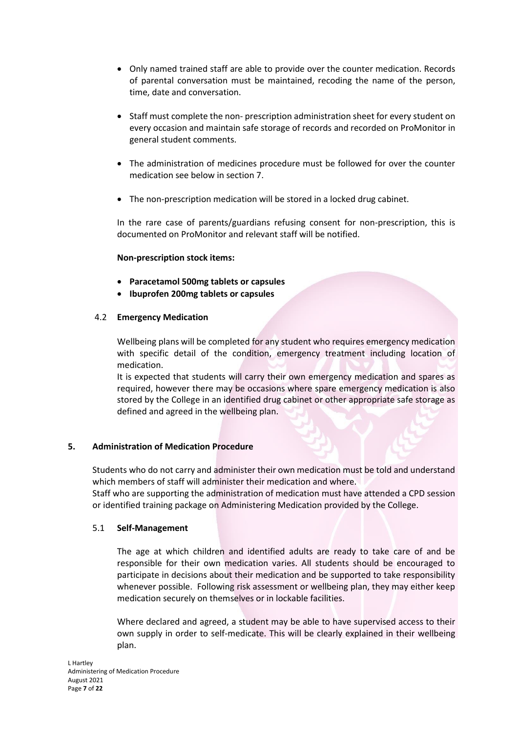- Only named trained staff are able to provide over the counter medication. Records of parental conversation must be maintained, recoding the name of the person, time, date and conversation.
- Staff must complete the non- prescription administration sheet for every student on every occasion and maintain safe storage of records and recorded on ProMonitor in general student comments.
- The administration of medicines procedure must be followed for over the counter medication see below in section 7.
- The non-prescription medication will be stored in a locked drug cabinet.

In the rare case of parents/guardians refusing consent for non-prescription, this is documented on ProMonitor and relevant staff will be notified.

**Non-prescription stock items:**

- **Paracetamol 500mg tablets or capsules**
- **Ibuprofen 200mg tablets or capsules**

### 4.2 Emergency Medication

Wellbeing plans will be completed for any student who requires emergency medication with specific detail of the condition, emergency treatment including location of medication.
It is expected that students will carry their own emergency medication and spares as required, however there may be occasions where spare emergency medication is also stored by the College in an identified drug cabinet or other appropriate safe storage as defined and agreed in the wellbeing plan.

## 5. Administration of Medication Procedure

Students who do not carry and administer their own medication must be told and understand which members of staff will administer their medication and where.
Staff who are supporting the administration of medication must have attended a CPD session or identified training package on Administering Medication provided by the College.

### 5.1 Self-Management

The age at which children and identified adults are ready to take care of and be responsible for their own medication varies. All students should be encouraged to participate in decisions about their medication and be supported to take responsibility whenever possible. Following risk assessment or wellbeing plan, they may either keep medication securely on themselves or in lockable facilities.

Where declared and agreed, a student may be able to have supervised access to their own supply in order to self-medicate. This will be clearly explained in their wellbeing plan.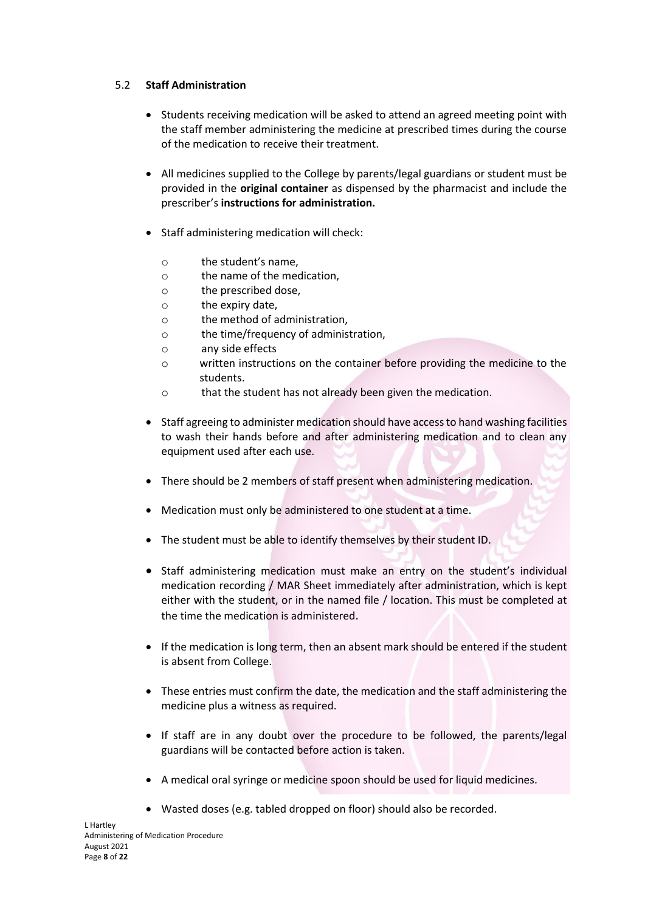### 5.2 **Staff Administration**

- Students receiving medication will be asked to attend an agreed meeting point with the staff member administering the medicine at prescribed times during the course of the medication to receive their treatment.

- All medicines supplied to the College by parents/legal guardians or student must be provided in the **original container** as dispensed by the pharmacist and include the prescriber's **instructions for administration.**

- Staff administering medication will check:
  - the student's name,
  - the name of the medication,
  - the prescribed dose,
  - the expiry date,
  - the method of administration,
  - the time/frequency of administration,
  - any side effects
  - written instructions on the container before providing the medicine to the students.
  - that the student has not already been given the medication.

- Staff agreeing to administer medication should have access to hand washing facilities to wash their hands before and after administering medication and to clean any equipment used after each use.

- There should be 2 members of staff present when administering medication.

- Medication must only be administered to one student at a time.

- The student must be able to identify themselves by their student ID.

- Staff administering medication must make an entry on the student's individual medication recording / MAR Sheet immediately after administration, which is kept either with the student, or in the named file / location. This must be completed at the time the medication is administered.

- If the medication is long term, then an absent mark should be entered if the student is absent from College.

- These entries must confirm the date, the medication and the staff administering the medicine plus a witness as required.

- If staff are in any doubt over the procedure to be followed, the parents/legal guardians will be contacted before action is taken.

- A medical oral syringe or medicine spoon should be used for liquid medicines.

- Wasted doses (e.g. tabled dropped on floor) should also be recorded.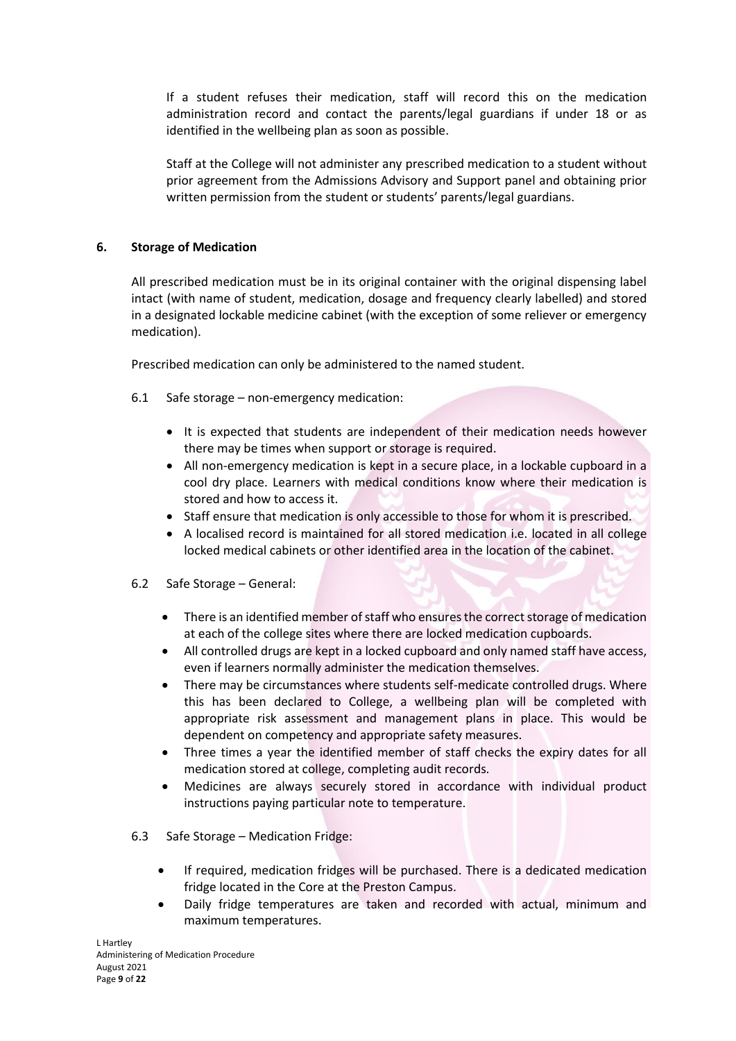If a student refuses their medication, staff will record this on the medication administration record and contact the parents/legal guardians if under 18 or as identified in the wellbeing plan as soon as possible.

Staff at the College will not administer any prescribed medication to a student without prior agreement from the Admissions Advisory and Support panel and obtaining prior written permission from the student or students' parents/legal guardians.

## 6. Storage of Medication

All prescribed medication must be in its original container with the original dispensing label intact (with name of student, medication, dosage and frequency clearly labelled) and stored in a designated lockable medicine cabinet (with the exception of some reliever or emergency medication).

Prescribed medication can only be administered to the named student.

6.1 Safe storage – non-emergency medication:

- It is expected that students are independent of their medication needs however there may be times when support or storage is required.
- All non-emergency medication is kept in a secure place, in a lockable cupboard in a cool dry place. Learners with medical conditions know where their medication is stored and how to access it.
- Staff ensure that medication is only accessible to those for whom it is prescribed.
- A localised record is maintained for all stored medication i.e. located in all college locked medical cabinets or other identified area in the location of the cabinet.

6.2 Safe Storage – General:

- There is an identified member of staff who ensures the correct storage of medication at each of the college sites where there are locked medication cupboards.
- All controlled drugs are kept in a locked cupboard and only named staff have access, even if learners normally administer the medication themselves.
- There may be circumstances where students self-medicate controlled drugs. Where this has been declared to College, a wellbeing plan will be completed with appropriate risk assessment and management plans in place. This would be dependent on competency and appropriate safety measures.
- Three times a year the identified member of staff checks the expiry dates for all medication stored at college, completing audit records.
- Medicines are always securely stored in accordance with individual product instructions paying particular note to temperature.

6.3 Safe Storage – Medication Fridge:

- If required, medication fridges will be purchased. There is a dedicated medication fridge located in the Core at the Preston Campus.
- Daily fridge temperatures are taken and recorded with actual, minimum and maximum temperatures.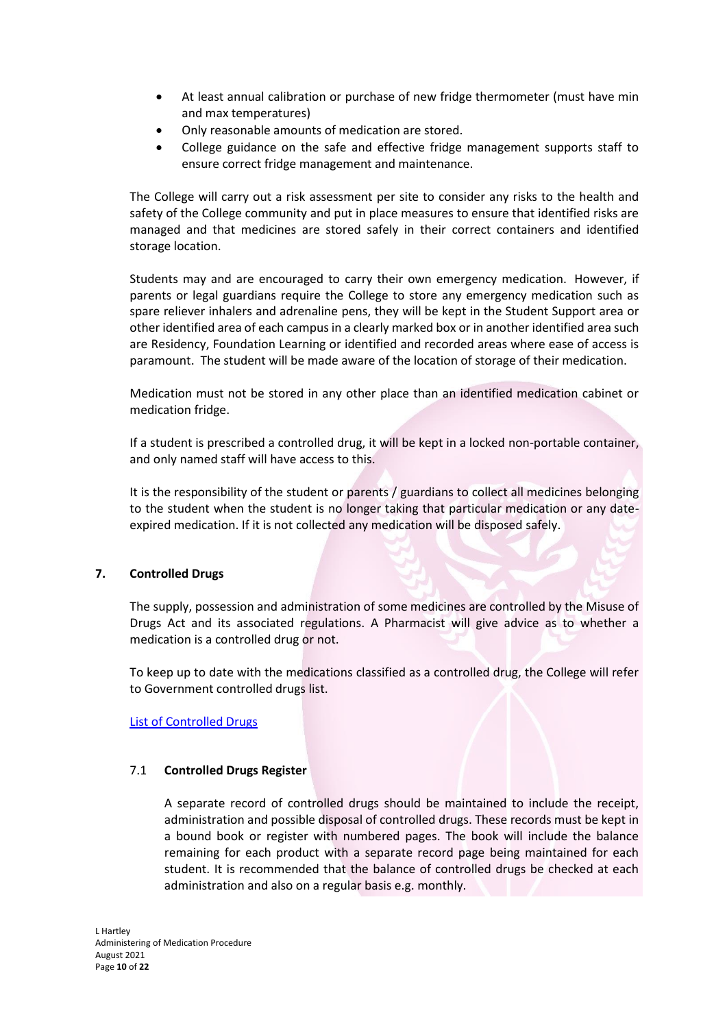- At least annual calibration or purchase of new fridge thermometer (must have min and max temperatures)
- Only reasonable amounts of medication are stored.
- College guidance on the safe and effective fridge management supports staff to ensure correct fridge management and maintenance.

The College will carry out a risk assessment per site to consider any risks to the health and safety of the College community and put in place measures to ensure that identified risks are managed and that medicines are stored safely in their correct containers and identified storage location.

Students may and are encouraged to carry their own emergency medication. However, if parents or legal guardians require the College to store any emergency medication such as spare reliever inhalers and adrenaline pens, they will be kept in the Student Support area or other identified area of each campus in a clearly marked box or in another identified area such are Residency, Foundation Learning or identified and recorded areas where ease of access is paramount. The student will be made aware of the location of storage of their medication.

Medication must not be stored in any other place than an identified medication cabinet or medication fridge.

If a student is prescribed a controlled drug, it will be kept in a locked non-portable container, and only named staff will have access to this.

It is the responsibility of the student or parents / guardians to collect all medicines belonging to the student when the student is no longer taking that particular medication or any date-expired medication. If it is not collected any medication will be disposed safely.

## 7. Controlled Drugs

The supply, possession and administration of some medicines are controlled by the Misuse of Drugs Act and its associated regulations. A Pharmacist will give advice as to whether a medication is a controlled drug or not.

To keep up to date with the medications classified as a controlled drug, the College will refer to Government controlled drugs list.

List of Controlled Drugs

### 7.1 Controlled Drugs Register

A separate record of controlled drugs should be maintained to include the receipt, administration and possible disposal of controlled drugs. These records must be kept in a bound book or register with numbered pages. The book will include the balance remaining for each product with a separate record page being maintained for each student. It is recommended that the balance of controlled drugs be checked at each administration and also on a regular basis e.g. monthly.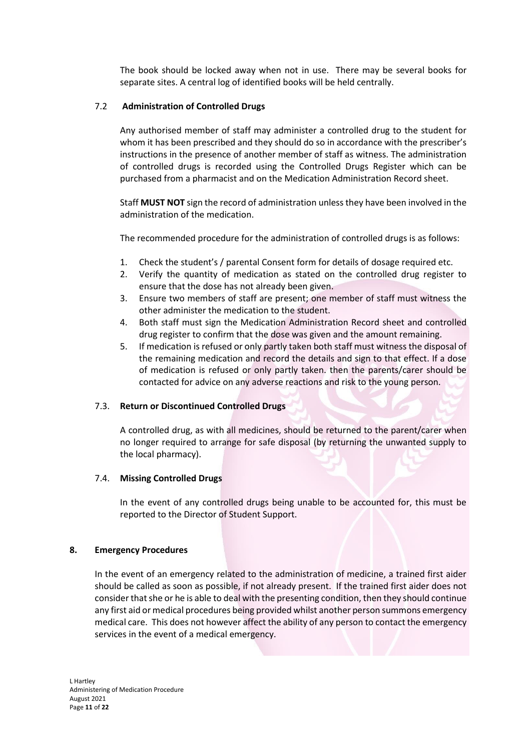The book should be locked away when not in use. There may be several books for separate sites. A central log of identified books will be held centrally.

### 7.2 Administration of Controlled Drugs

Any authorised member of staff may administer a controlled drug to the student for whom it has been prescribed and they should do so in accordance with the prescriber's instructions in the presence of another member of staff as witness. The administration of controlled drugs is recorded using the Controlled Drugs Register which can be purchased from a pharmacist and on the Medication Administration Record sheet.

Staff **MUST NOT** sign the record of administration unless they have been involved in the administration of the medication.

The recommended procedure for the administration of controlled drugs is as follows:

1. Check the student's / parental Consent form for details of dosage required etc.
2. Verify the quantity of medication as stated on the controlled drug register to ensure that the dose has not already been given.
3. Ensure two members of staff are present; one member of staff must witness the other administer the medication to the student.
4. Both staff must sign the Medication Administration Record sheet and controlled drug register to confirm that the dose was given and the amount remaining.
5. If medication is refused or only partly taken both staff must witness the disposal of the remaining medication and record the details and sign to that effect. If a dose of medication is refused or only partly taken. then the parents/carer should be contacted for advice on any adverse reactions and risk to the young person.

### 7.3. Return or Discontinued Controlled Drugs

A controlled drug, as with all medicines, should be returned to the parent/carer when no longer required to arrange for safe disposal (by returning the unwanted supply to the local pharmacy).

### 7.4. Missing Controlled Drugs

In the event of any controlled drugs being unable to be accounted for, this must be reported to the Director of Student Support.

## 8. Emergency Procedures

In the event of an emergency related to the administration of medicine, a trained first aider should be called as soon as possible, if not already present. If the trained first aider does not consider that she or he is able to deal with the presenting condition, then they should continue any first aid or medical procedures being provided whilst another person summons emergency medical care. This does not however affect the ability of any person to contact the emergency services in the event of a medical emergency.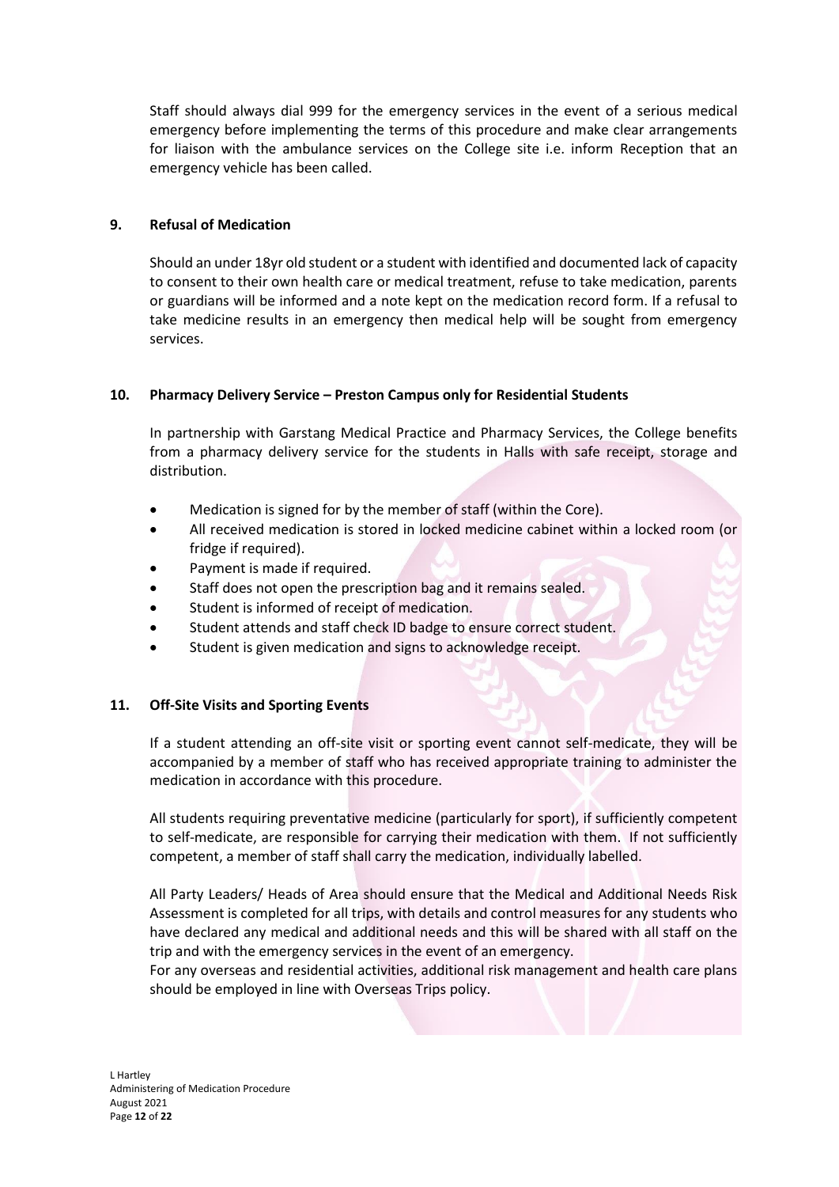Staff should always dial 999 for the emergency services in the event of a serious medical emergency before implementing the terms of this procedure and make clear arrangements for liaison with the ambulance services on the College site i.e. inform Reception that an emergency vehicle has been called.

## 9. Refusal of Medication

Should an under 18yr old student or a student with identified and documented lack of capacity to consent to their own health care or medical treatment, refuse to take medication, parents or guardians will be informed and a note kept on the medication record form. If a refusal to take medicine results in an emergency then medical help will be sought from emergency services.

## 10. Pharmacy Delivery Service – Preston Campus only for Residential Students

In partnership with Garstang Medical Practice and Pharmacy Services, the College benefits from a pharmacy delivery service for the students in Halls with safe receipt, storage and distribution.

- Medication is signed for by the member of staff (within the Core).
- All received medication is stored in locked medicine cabinet within a locked room (or fridge if required).
- Payment is made if required.
- Staff does not open the prescription bag and it remains sealed.
- Student is informed of receipt of medication.
- Student attends and staff check ID badge to ensure correct student.
- Student is given medication and signs to acknowledge receipt.

## 11. Off-Site Visits and Sporting Events

If a student attending an off-site visit or sporting event cannot self-medicate, they will be accompanied by a member of staff who has received appropriate training to administer the medication in accordance with this procedure.

All students requiring preventative medicine (particularly for sport), if sufficiently competent to self-medicate, are responsible for carrying their medication with them. If not sufficiently competent, a member of staff shall carry the medication, individually labelled.

All Party Leaders/ Heads of Area should ensure that the Medical and Additional Needs Risk Assessment is completed for all trips, with details and control measures for any students who have declared any medical and additional needs and this will be shared with all staff on the trip and with the emergency services in the event of an emergency.
For any overseas and residential activities, additional risk management and health care plans should be employed in line with Overseas Trips policy.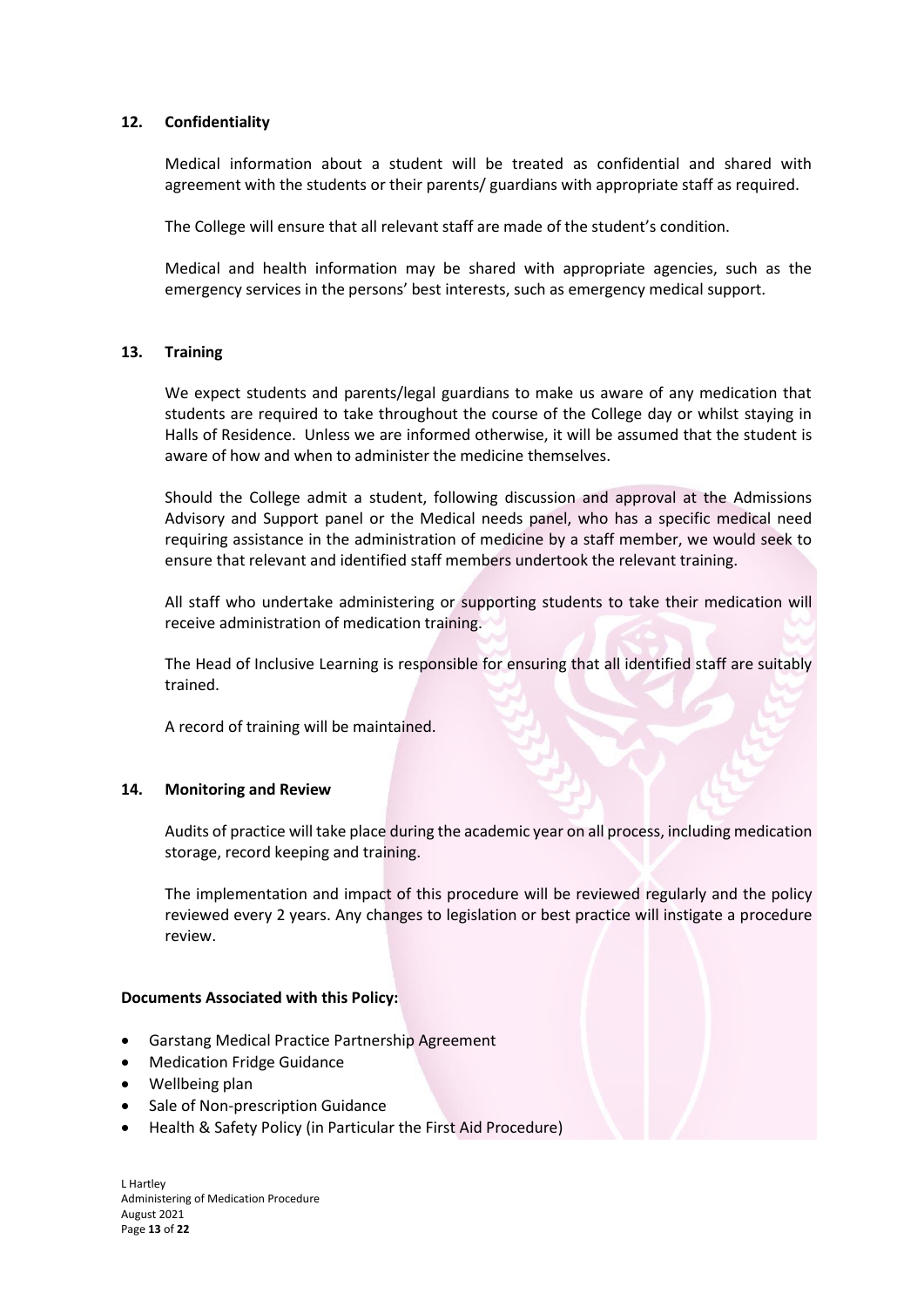## 12. Confidentiality

Medical information about a student will be treated as confidential and shared with agreement with the students or their parents/ guardians with appropriate staff as required.

The College will ensure that all relevant staff are made of the student's condition.

Medical and health information may be shared with appropriate agencies, such as the emergency services in the persons' best interests, such as emergency medical support.

## 13. Training

We expect students and parents/legal guardians to make us aware of any medication that students are required to take throughout the course of the College day or whilst staying in Halls of Residence. Unless we are informed otherwise, it will be assumed that the student is aware of how and when to administer the medicine themselves.

Should the College admit a student, following discussion and approval at the Admissions Advisory and Support panel or the Medical needs panel, who has a specific medical need requiring assistance in the administration of medicine by a staff member, we would seek to ensure that relevant and identified staff members undertook the relevant training.

All staff who undertake administering or supporting students to take their medication will receive administration of medication training.

The Head of Inclusive Learning is responsible for ensuring that all identified staff are suitably trained.

A record of training will be maintained.

## 14. Monitoring and Review

Audits of practice will take place during the academic year on all process, including medication storage, record keeping and training.

The implementation and impact of this procedure will be reviewed regularly and the policy reviewed every 2 years. Any changes to legislation or best practice will instigate a procedure review.

**Documents Associated with this Policy:**

- Garstang Medical Practice Partnership Agreement
- Medication Fridge Guidance
- Wellbeing plan
- Sale of Non-prescription Guidance
- Health & Safety Policy (in Particular the First Aid Procedure)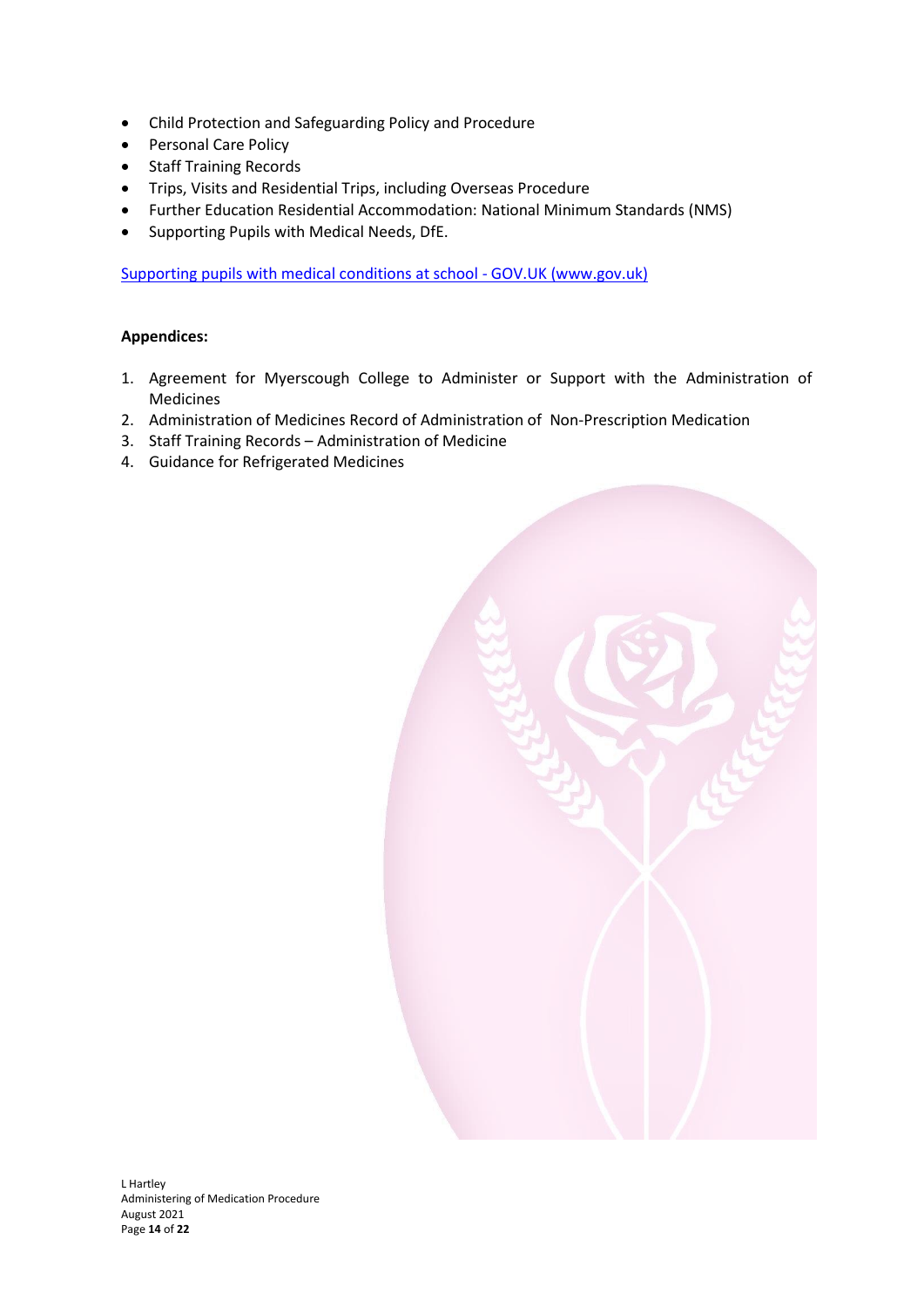- Child Protection and Safeguarding Policy and Procedure
- Personal Care Policy
- Staff Training Records
- Trips, Visits and Residential Trips, including Overseas Procedure
- Further Education Residential Accommodation: National Minimum Standards (NMS)
- Supporting Pupils with Medical Needs, DfE.

[Supporting pupils with medical conditions at school - GOV.UK (www.gov.uk)](https://www.gov.uk)

**Appendices:**

1. Agreement for Myerscough College to Administer or Support with the Administration of Medicines
2. Administration of Medicines Record of Administration of Non-Prescription Medication
3. Staff Training Records – Administration of Medicine
4. Guidance for Refrigerated Medicines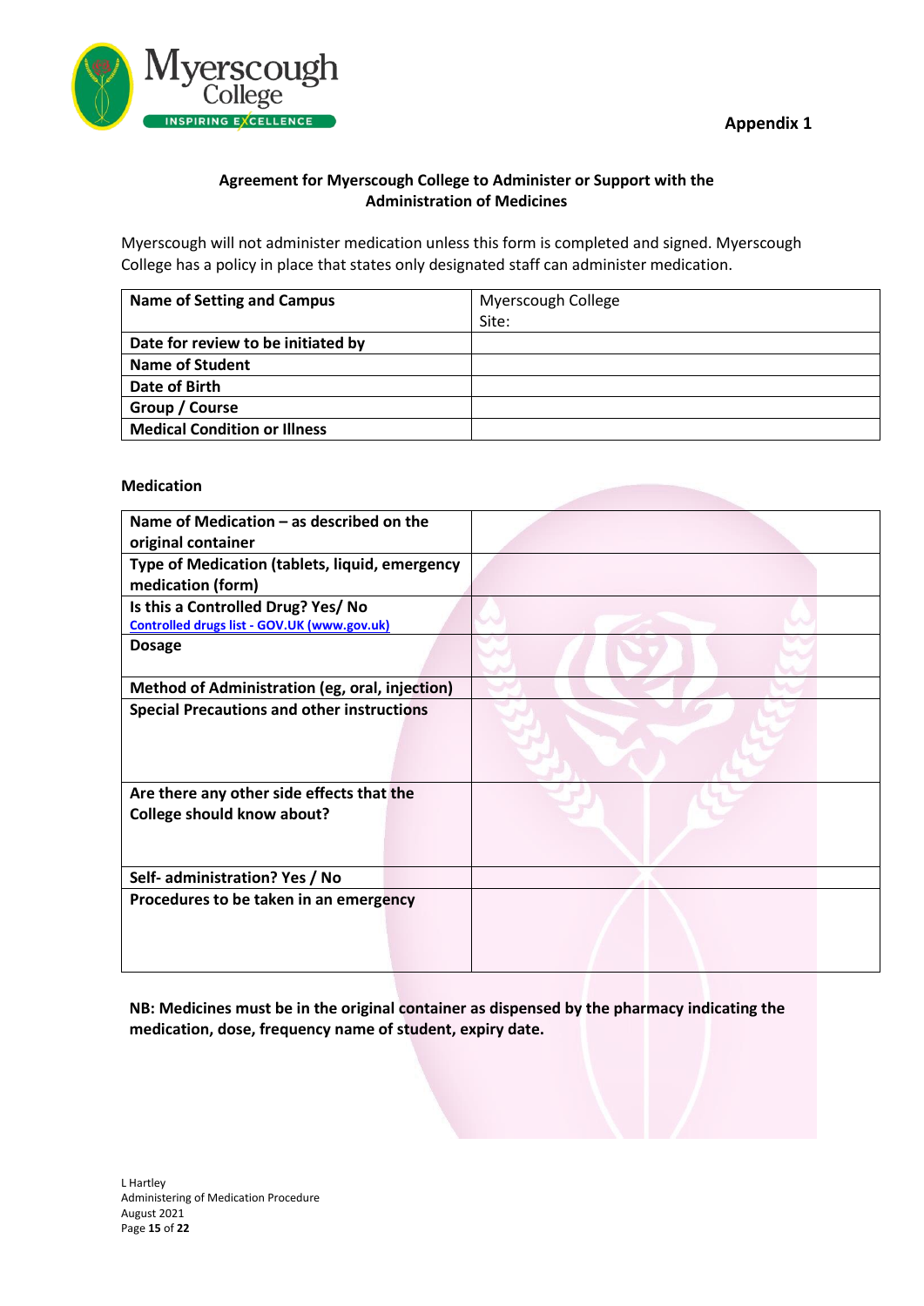Appendix 1

## Agreement for Myerscough College to Administer or Support with the Administration of Medicines

Myerscough will not administer medication unless this form is completed and signed. Myerscough College has a policy in place that states only designated staff can administer medication.

| **Name of Setting and Campus** | Myerscough College<br>Site: |
|---|---|
| **Date for review to be initiated by** | |
| **Name of Student** | |
| **Date of Birth** | |
| **Group / Course** | |
| **Medical Condition or Illness** | |

**Medication**

| **Name of Medication – as described on the original container** | |
|---|---|
| **Type of Medication (tablets, liquid, emergency medication (form)** | |
| **Is this a Controlled Drug? Yes/ No**<br>[Controlled drugs list - GOV.UK (www.gov.uk)] | |
| **Dosage** | |
| **Method of Administration (eg, oral, injection)** | |
| **Special Precautions and other instructions** | |
| **Are there any other side effects that the College should know about?** | |
| **Self- administration? Yes / No** | |
| **Procedures to be taken in an emergency** | |

**NB: Medicines must be in the original container as dispensed by the pharmacy indicating the medication, dose, frequency name of student, expiry date.**

L Hartley
Administering of Medication Procedure
August 2021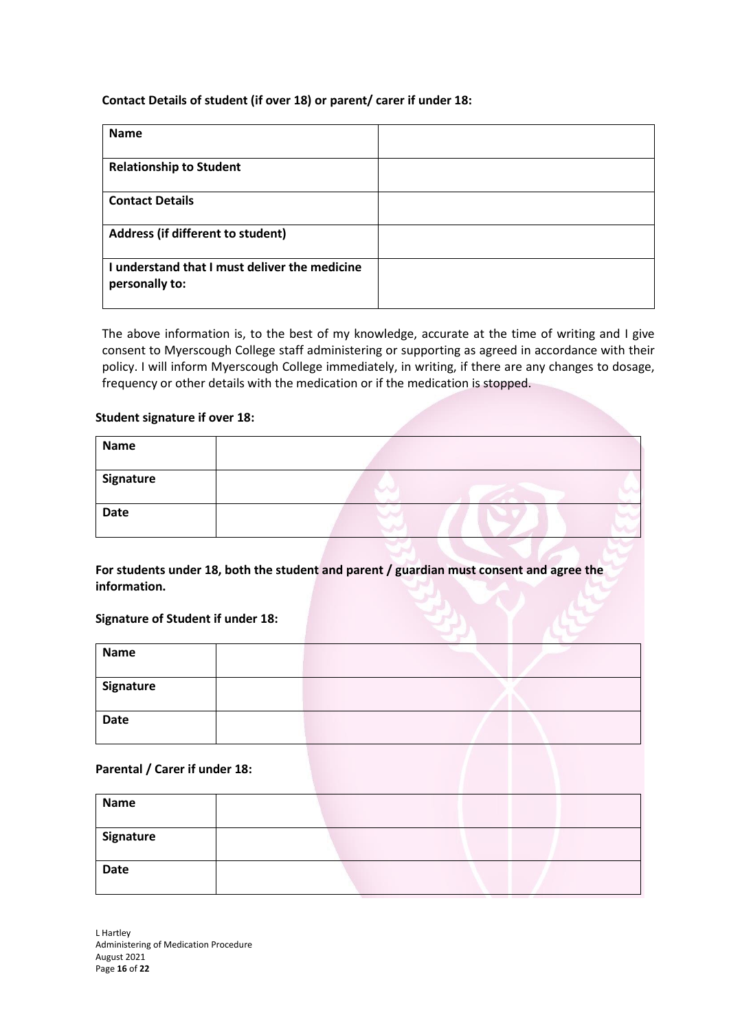**Contact Details of student (if over 18) or parent/ carer if under 18:**

| **Name** | |
|---|---|
| **Relationship to Student** | |
| **Contact Details** | |
| **Address (if different to student)** | |
| **I understand that I must deliver the medicine personally to:** | |

The above information is, to the best of my knowledge, accurate at the time of writing and I give consent to Myerscough College staff administering or supporting as agreed in accordance with their policy. I will inform Myerscough College immediately, in writing, if there are any changes to dosage, frequency or other details with the medication or if the medication is stopped.

**Student signature if over 18:**

| **Name** | |
|---|---|
| **Signature** | |
| **Date** | |

**For students under 18, both the student and parent / guardian must consent and agree the information.**

**Signature of Student if under 18:**

| **Name** | |
|---|---|
| **Signature** | |
| **Date** | |

**Parental / Carer if under 18:**

| **Name** | |
|---|---|
| **Signature** | |
| **Date** | |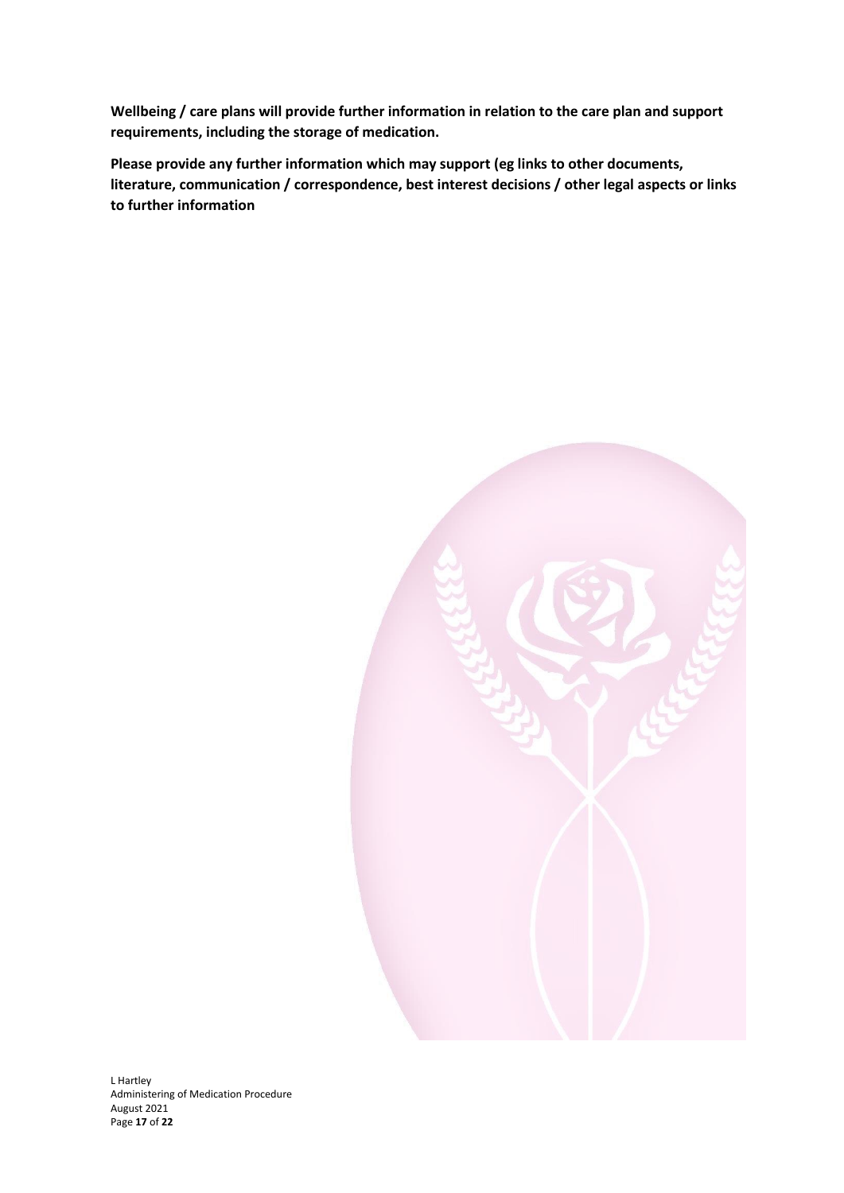**Wellbeing / care plans will provide further information in relation to the care plan and support requirements, including the storage of medication.**

**Please provide any further information which may support (eg links to other documents, literature, communication / correspondence, best interest decisions / other legal aspects or links to further information**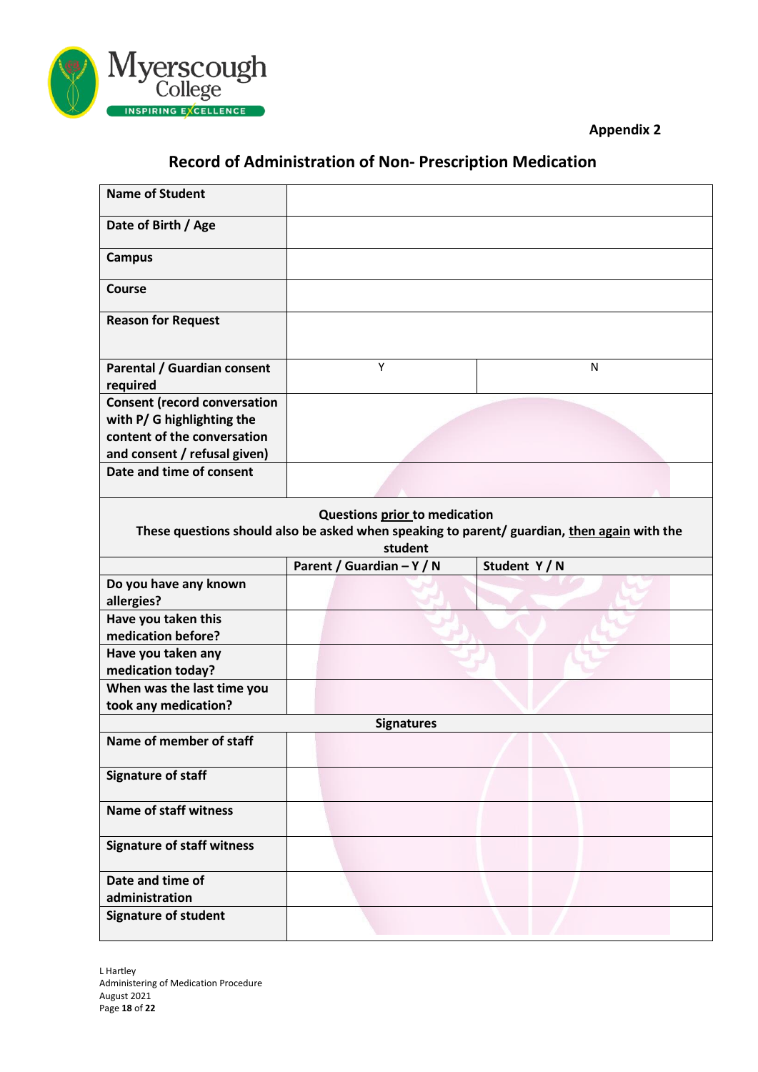**Appendix 2**

# Record of Administration of Non- Prescription Medication

| | | |
|---|---|---|
| **Name of Student** | | |
| **Date of Birth / Age** | | |
| **Campus** | | |
| **Course** | | |
| **Reason for Request** | | |
| **Parental / Guardian consent required** | Y | N |
| **Consent (record conversation with P/ G highlighting the content of the conversation and consent / refusal given)** | | |
| **Date and time of consent** | | |
| **Questions <u>prior</u> to medication**<br>**These questions should also be asked when speaking to parent/ guardian, <u>then again</u> with the student** | | |
| | **Parent / Guardian – Y / N** | **Student Y / N** |
| **Do you have any known allergies?** | | |
| **Have you taken this medication before?** | | |
| **Have you taken any medication today?** | | |
| **When was the last time you took any medication?** | | |
| **Signatures** | | |
| **Name of member of staff** | | |
| **Signature of staff** | | |
| **Name of staff witness** | | |
| **Signature of staff witness** | | |
| **Date and time of administration** | | |
| **Signature of student** | | |

L Hartley
Administering of Medication Procedure
August 2021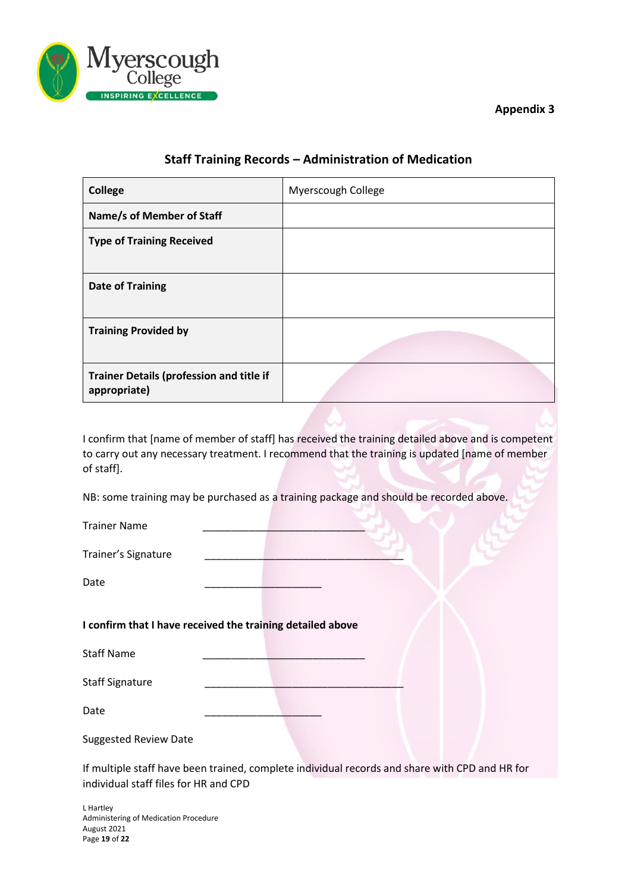**Appendix 3**

## Staff Training Records – Administration of Medication

| College | Myerscough College |
|---|---|
| **Name/s of Member of Staff** | |
| **Type of Training Received** | |
| **Date of Training** | |
| **Training Provided by** | |
| **Trainer Details (profession and title if appropriate)** | |

I confirm that [name of member of staff] has received the training detailed above and is competent to carry out any necessary treatment. I recommend that the training is updated [name of member of staff].

NB: some training may be purchased as a training package and should be recorded above.

Trainer Name ______________________________

Trainer's Signature _____________________________________

Date _____________________

**I confirm that I have received the training detailed above**

Staff Name ______________________________

Staff Signature _____________________________________

Date _____________________

Suggested Review Date

If multiple staff have been trained, complete individual records and share with CPD and HR for individual staff files for HR and CPD

L Hartley
Administering of Medication Procedure
August 2021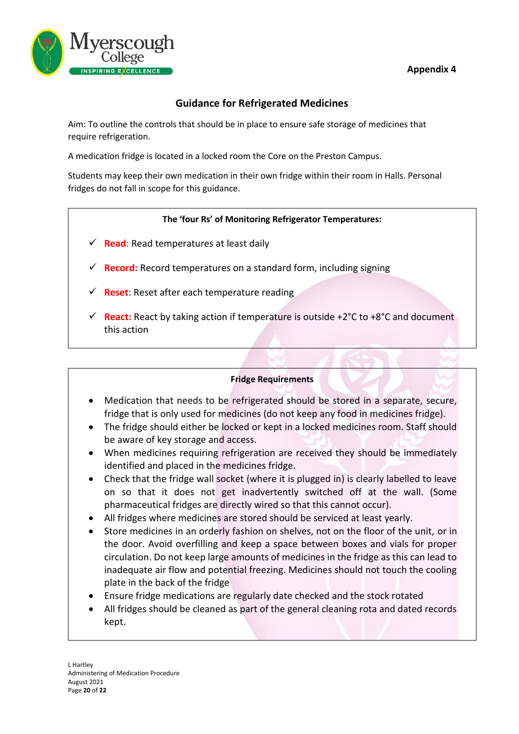Appendix 4

## Guidance for Refrigerated Medicines

Aim: To outline the controls that should be in place to ensure safe storage of medicines that require refrigeration.

A medication fridge is located in a locked room the Core on the Preston Campus.

Students may keep their own medication in their own fridge within their room in Halls. Personal fridges do not fall in scope for this guidance.

### The 'four Rs' of Monitoring Refrigerator Temperatures:

- ✓ **Read**: Read temperatures at least daily
- ✓ **Record:** Record temperatures on a standard form, including signing
- ✓ **Reset**: Reset after each temperature reading
- ✓ **React:** React by taking action if temperature is outside +2°C to +8°C and document this action

### Fridge Requirements

- Medication that needs to be refrigerated should be stored in a separate, secure, fridge that is only used for medicines (do not keep any food in medicines fridge).
- The fridge should either be locked or kept in a locked medicines room. Staff should be aware of key storage and access.
- When medicines requiring refrigeration are received they should be immediately identified and placed in the medicines fridge.
- Check that the fridge wall socket (where it is plugged in) is clearly labelled to leave on so that it does not get inadvertently switched off at the wall. (Some pharmaceutical fridges are directly wired so that this cannot occur).
- All fridges where medicines are stored should be serviced at least yearly.
- Store medicines in an orderly fashion on shelves, not on the floor of the unit, or in the door. Avoid overfilling and keep a space between boxes and vials for proper circulation. Do not keep large amounts of medicines in the fridge as this can lead to inadequate air flow and potential freezing. Medicines should not touch the cooling plate in the back of the fridge
- Ensure fridge medications are regularly date checked and the stock rotated
- All fridges should be cleaned as part of the general cleaning rota and dated records kept.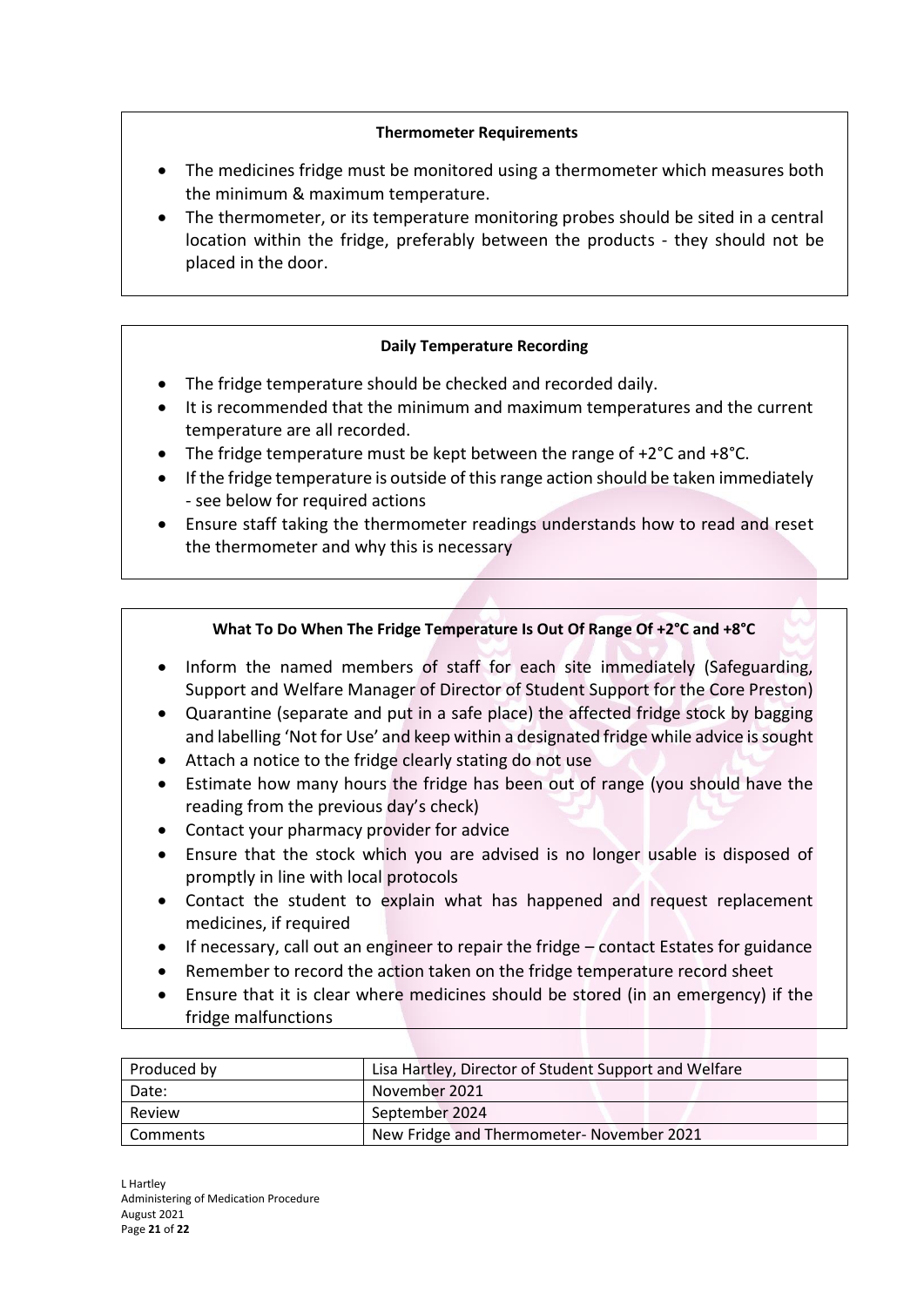**Thermometer Requirements**

- The medicines fridge must be monitored using a thermometer which measures both the minimum & maximum temperature.
- The thermometer, or its temperature monitoring probes should be sited in a central location within the fridge, preferably between the products - they should not be placed in the door.

**Daily Temperature Recording**

- The fridge temperature should be checked and recorded daily.
- It is recommended that the minimum and maximum temperatures and the current temperature are all recorded.
- The fridge temperature must be kept between the range of +2°C and +8°C.
- If the fridge temperature is outside of this range action should be taken immediately - see below for required actions
- Ensure staff taking the thermometer readings understands how to read and reset the thermometer and why this is necessary

**What To Do When The Fridge Temperature Is Out Of Range Of +2°C and +8°C**

- Inform the named members of staff for each site immediately (Safeguarding, Support and Welfare Manager of Director of Student Support for the Core Preston)
- Quarantine (separate and put in a safe place) the affected fridge stock by bagging and labelling 'Not for Use' and keep within a designated fridge while advice is sought
- Attach a notice to the fridge clearly stating do not use
- Estimate how many hours the fridge has been out of range (you should have the reading from the previous day's check)
- Contact your pharmacy provider for advice
- Ensure that the stock which you are advised is no longer usable is disposed of promptly in line with local protocols
- Contact the student to explain what has happened and request replacement medicines, if required
- If necessary, call out an engineer to repair the fridge – contact Estates for guidance
- Remember to record the action taken on the fridge temperature record sheet
- Ensure that it is clear where medicines should be stored (in an emergency) if the fridge malfunctions

| Produced by | Lisa Hartley, Director of Student Support and Welfare |
|---|---|
| Date: | November 2021 |
| Review | September 2024 |
| Comments | New Fridge and Thermometer- November 2021 |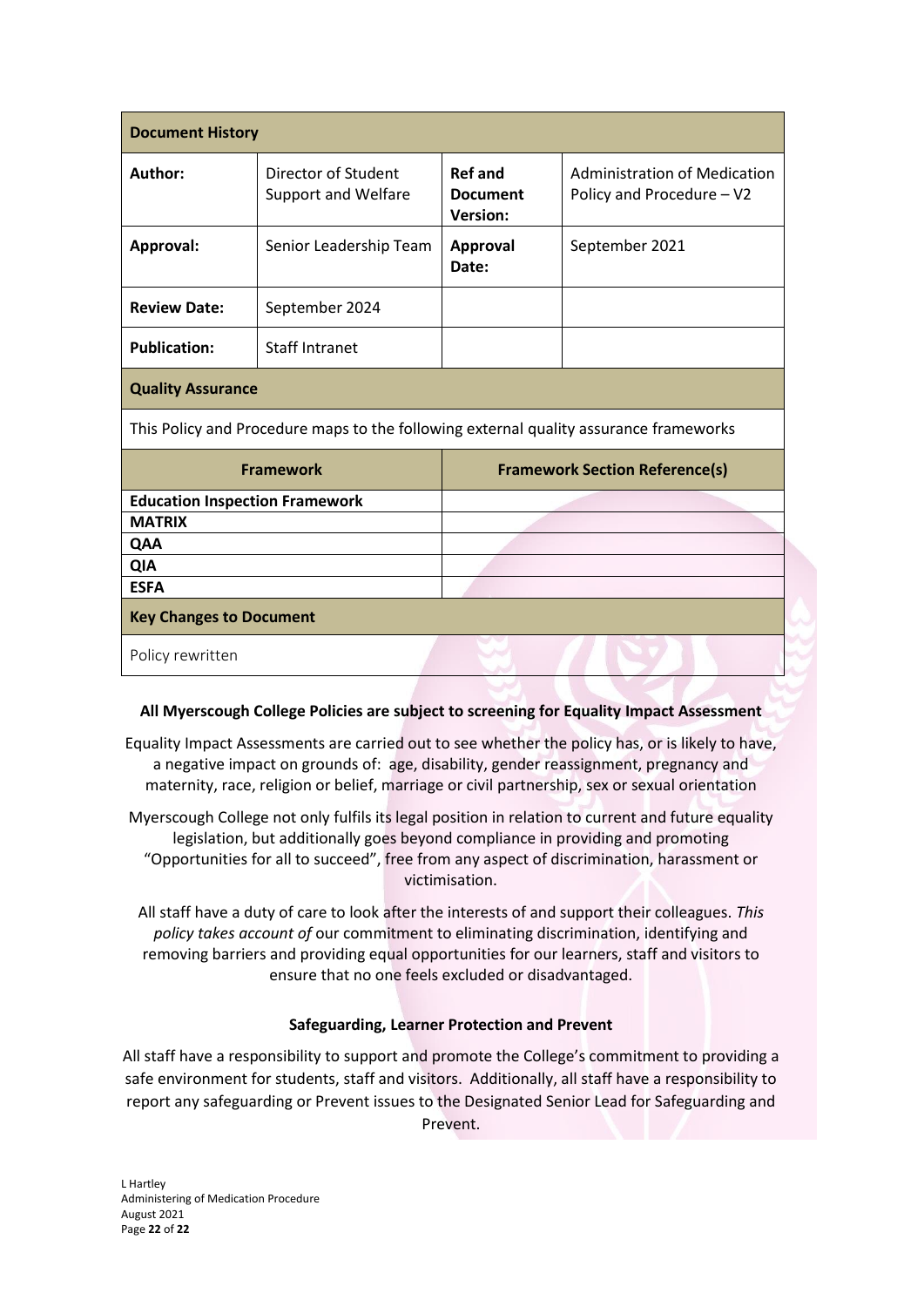| Document History | | | |
|---|---|---|---|
| **Author:** | Director of Student Support and Welfare | **Ref and Document Version:** | Administration of Medication Policy and Procedure – V2 |
| **Approval:** | Senior Leadership Team | **Approval Date:** | September 2021 |
| **Review Date:** | September 2024 | | |
| **Publication:** | Staff Intranet | | |

**Quality Assurance**

This Policy and Procedure maps to the following external quality assurance frameworks

| Framework | Framework Section Reference(s) |
|---|---|
| **Education Inspection Framework** | |
| **MATRIX** | |
| **QAA** | |
| **QIA** | |
| **ESFA** | |

**Key Changes to Document**

Policy rewritten

**All Myerscough College Policies are subject to screening for Equality Impact Assessment**

Equality Impact Assessments are carried out to see whether the policy has, or is likely to have, a negative impact on grounds of: age, disability, gender reassignment, pregnancy and maternity, race, religion or belief, marriage or civil partnership, sex or sexual orientation

Myerscough College not only fulfils its legal position in relation to current and future equality legislation, but additionally goes beyond compliance in providing and promoting "Opportunities for all to succeed", free from any aspect of discrimination, harassment or victimisation.

All staff have a duty of care to look after the interests of and support their colleagues. *This policy takes account of* our commitment to eliminating discrimination, identifying and removing barriers and providing equal opportunities for our learners, staff and visitors to ensure that no one feels excluded or disadvantaged.

**Safeguarding, Learner Protection and Prevent**

All staff have a responsibility to support and promote the College's commitment to providing a safe environment for students, staff and visitors. Additionally, all staff have a responsibility to report any safeguarding or Prevent issues to the Designated Senior Lead for Safeguarding and Prevent.